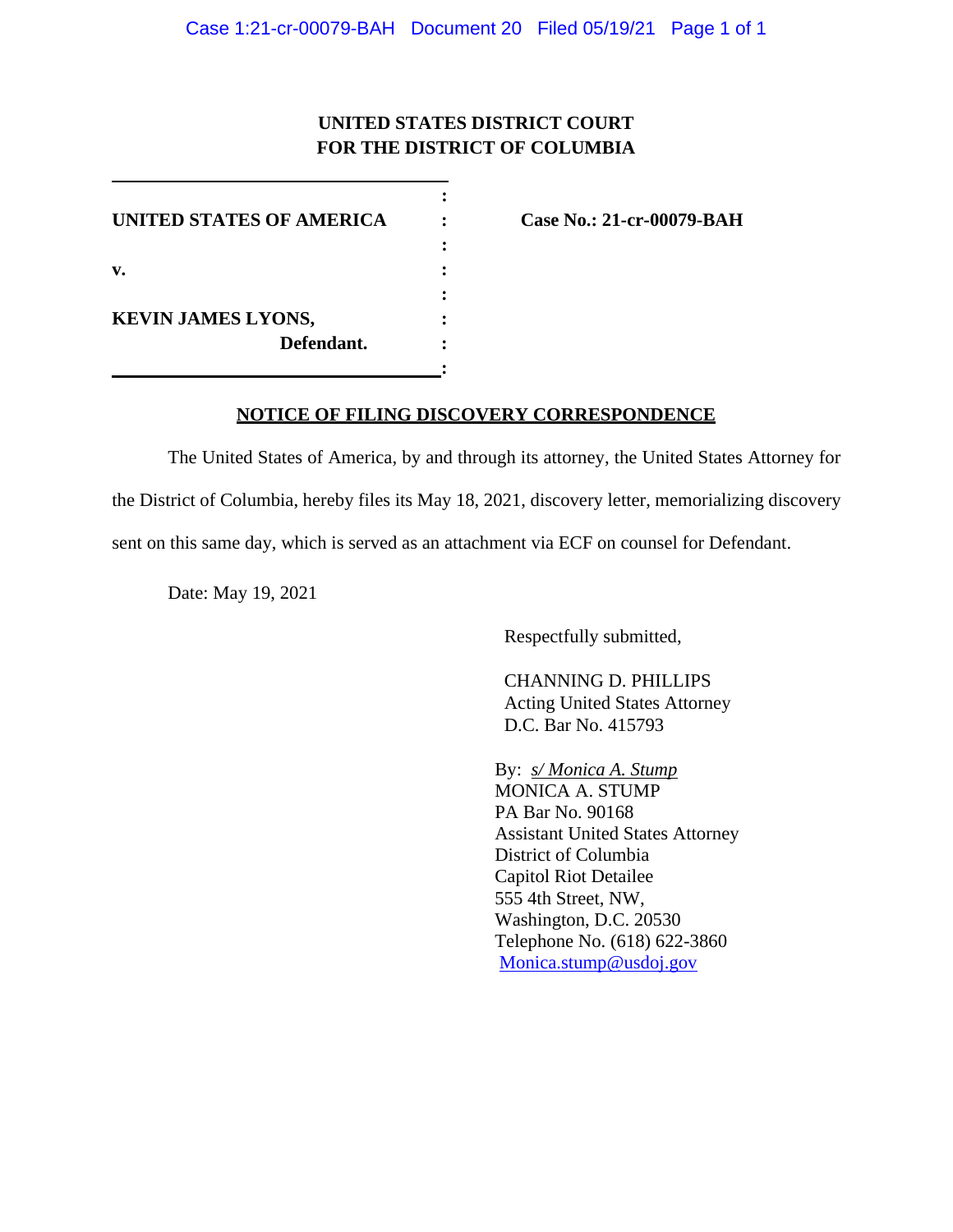**UNITED STATES DISTRICT COURT**
**FOR THE DISTRICT OF COLUMBIA**

| | | |
|---|---|---|
| **UNITED STATES OF AMERICA** | : | **Case No.: 21-cr-00079-BAH** |
| **v.** | : | |
| **KEVIN JAMES LYONS,** **Defendant.** | : | |

**NOTICE OF FILING DISCOVERY CORRESPONDENCE**

The United States of America, by and through its attorney, the United States Attorney for the District of Columbia, hereby files its May 18, 2021, discovery letter, memorializing discovery sent on this same day, which is served as an attachment via ECF on counsel for Defendant.

Date: May 19, 2021

Respectfully submitted,

CHANNING D. PHILLIPS
Acting United States Attorney
D.C. Bar No. 415793

By: *s/ Monica A. Stump*
MONICA A. STUMP
PA Bar No. 90168
Assistant United States Attorney
District of Columbia
Capitol Riot Detailee
555 4th Street, NW,
Washington, D.C. 20530
Telephone No. (618) 622-3860
Monica.stump@usdoj.gov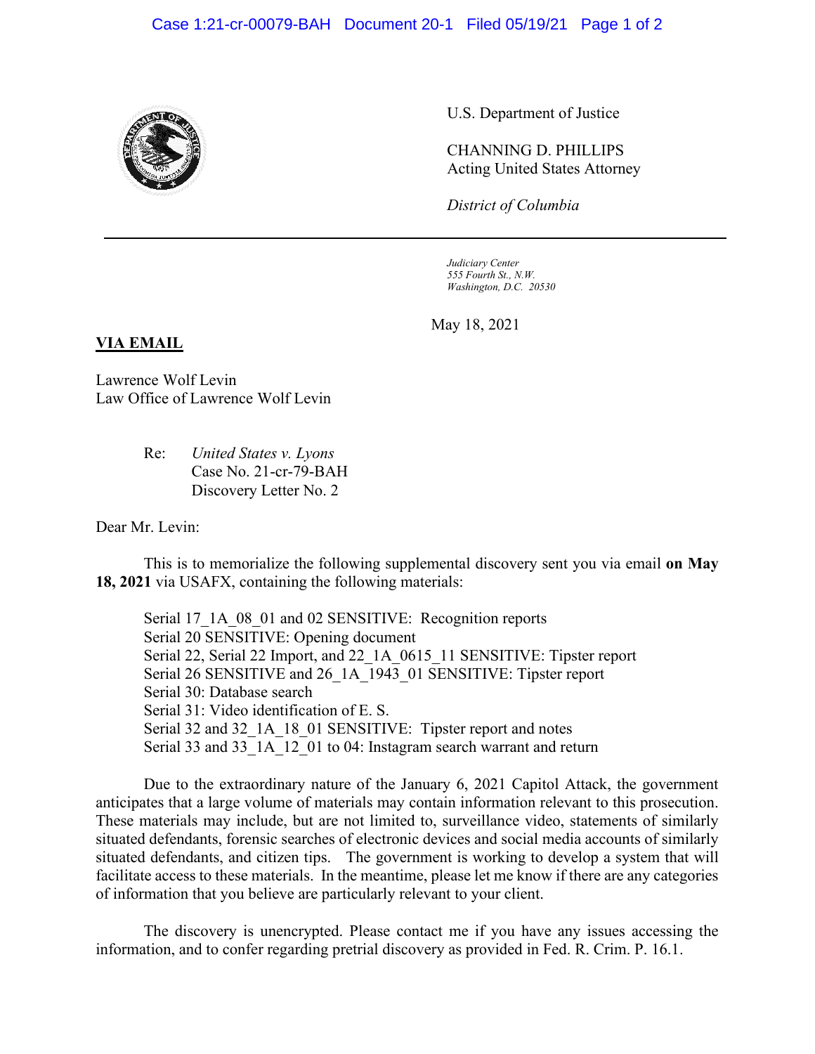U.S. Department of Justice

CHANNING D. PHILLIPS
Acting United States Attorney

*District of Columbia*

*Judiciary Center*
*555 Fourth St., N.W.*
*Washington, D.C. 20530*

May 18, 2021

**VIA EMAIL**

Lawrence Wolf Levin
Law Office of Lawrence Wolf Levin

Re: *United States v. Lyons*
Case No. 21-cr-79-BAH
Discovery Letter No. 2

Dear Mr. Levin:

This is to memorialize the following supplemental discovery sent you via email **on May 18, 2021** via USAFX, containing the following materials:

Serial 17_1A_08_01 and 02 SENSITIVE: Recognition reports
Serial 20 SENSITIVE: Opening document
Serial 22, Serial 22 Import, and 22_1A_0615_11 SENSITIVE: Tipster report
Serial 26 SENSITIVE and 26_1A_1943_01 SENSITIVE: Tipster report
Serial 30: Database search
Serial 31: Video identification of E. S.
Serial 32 and 32_1A_18_01 SENSITIVE: Tipster report and notes
Serial 33 and 33_1A_12_01 to 04: Instagram search warrant and return

Due to the extraordinary nature of the January 6, 2021 Capitol Attack, the government anticipates that a large volume of materials may contain information relevant to this prosecution. These materials may include, but are not limited to, surveillance video, statements of similarly situated defendants, forensic searches of electronic devices and social media accounts of similarly situated defendants, and citizen tips. The government is working to develop a system that will facilitate access to these materials. In the meantime, please let me know if there are any categories of information that you believe are particularly relevant to your client.

The discovery is unencrypted. Please contact me if you have any issues accessing the information, and to confer regarding pretrial discovery as provided in Fed. R. Crim. P. 16.1.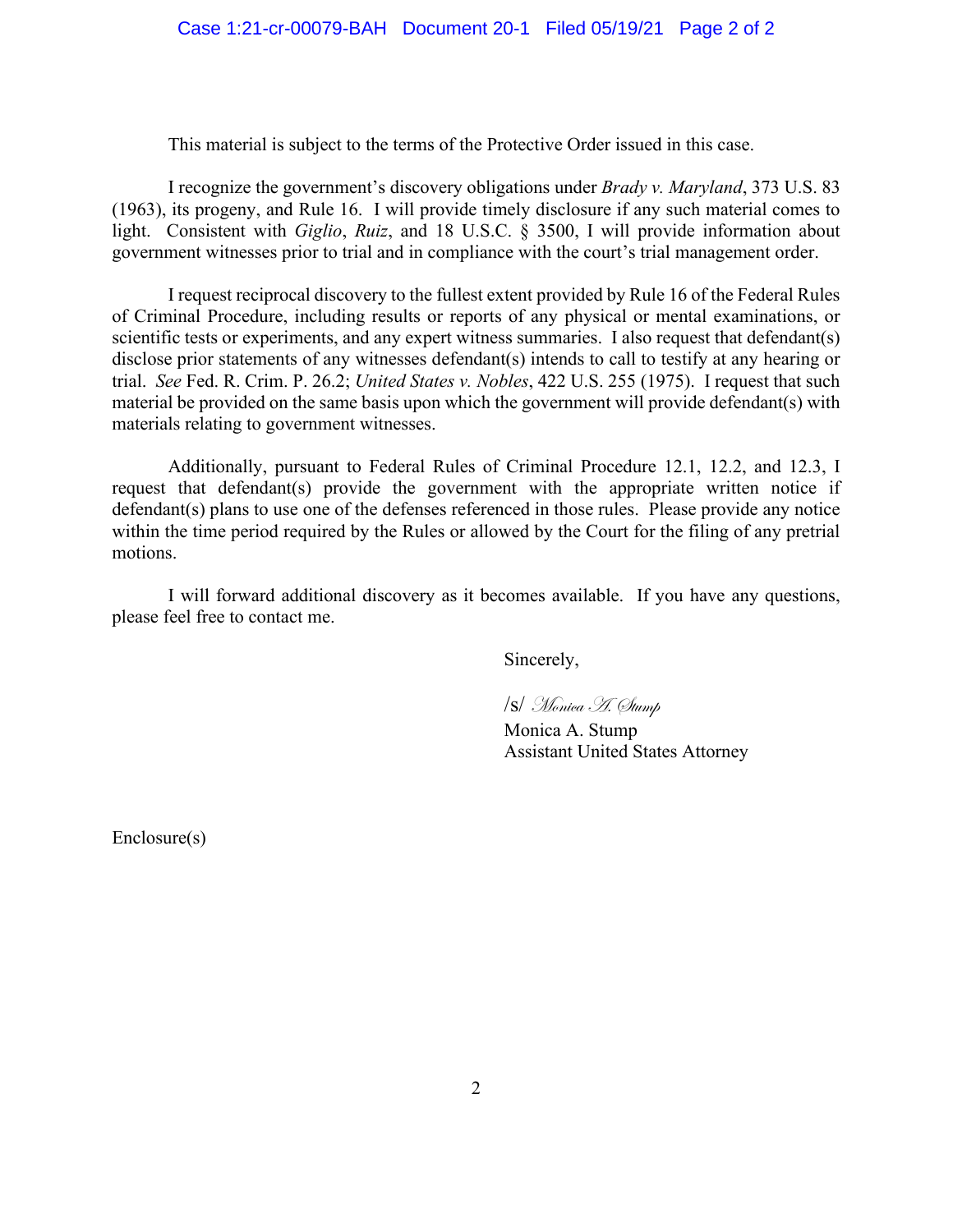This material is subject to the terms of the Protective Order issued in this case.

I recognize the government's discovery obligations under *Brady v. Maryland*, 373 U.S. 83 (1963), its progeny, and Rule 16. I will provide timely disclosure if any such material comes to light. Consistent with *Giglio*, *Ruiz*, and 18 U.S.C. § 3500, I will provide information about government witnesses prior to trial and in compliance with the court's trial management order.

I request reciprocal discovery to the fullest extent provided by Rule 16 of the Federal Rules of Criminal Procedure, including results or reports of any physical or mental examinations, or scientific tests or experiments, and any expert witness summaries. I also request that defendant(s) disclose prior statements of any witnesses defendant(s) intends to call to testify at any hearing or trial. *See* Fed. R. Crim. P. 26.2; *United States v. Nobles*, 422 U.S. 255 (1975). I request that such material be provided on the same basis upon which the government will provide defendant(s) with materials relating to government witnesses.

Additionally, pursuant to Federal Rules of Criminal Procedure 12.1, 12.2, and 12.3, I request that defendant(s) provide the government with the appropriate written notice if defendant(s) plans to use one of the defenses referenced in those rules. Please provide any notice within the time period required by the Rules or allowed by the Court for the filing of any pretrial motions.

I will forward additional discovery as it becomes available. If you have any questions, please feel free to contact me.

Sincerely,

/s/ *Monica A. Stump*
Monica A. Stump
Assistant United States Attorney

Enclosure(s)